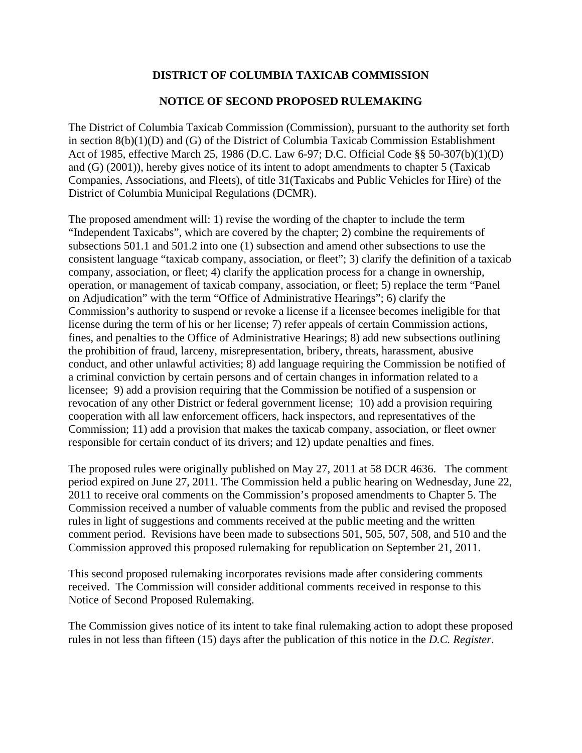# DISTRICT OF COLUMBIA TAXICAB COMMISSION

## NOTICE OF SECOND PROPOSED RULEMAKING

The District of Columbia Taxicab Commission (Commission), pursuant to the authority set forth in section 8(b)(1)(D) and (G) of the District of Columbia Taxicab Commission Establishment Act of 1985, effective March 25, 1986 (D.C. Law 6-97; D.C. Official Code §§ 50-307(b)(1)(D) and (G) (2001)), hereby gives notice of its intent to adopt amendments to chapter 5 (Taxicab Companies, Associations, and Fleets), of title 31(Taxicabs and Public Vehicles for Hire) of the District of Columbia Municipal Regulations (DCMR).

The proposed amendment will: 1) revise the wording of the chapter to include the term "Independent Taxicabs", which are covered by the chapter; 2) combine the requirements of subsections 501.1 and 501.2 into one (1) subsection and amend other subsections to use the consistent language "taxicab company, association, or fleet"; 3) clarify the definition of a taxicab company, association, or fleet; 4) clarify the application process for a change in ownership, operation, or management of taxicab company, association, or fleet; 5) replace the term "Panel on Adjudication" with the term "Office of Administrative Hearings"; 6) clarify the Commission's authority to suspend or revoke a license if a licensee becomes ineligible for that license during the term of his or her license; 7) refer appeals of certain Commission actions, fines, and penalties to the Office of Administrative Hearings; 8) add new subsections outlining the prohibition of fraud, larceny, misrepresentation, bribery, threats, harassment, abusive conduct, and other unlawful activities; 8) add language requiring the Commission be notified of a criminal conviction by certain persons and of certain changes in information related to a licensee; 9) add a provision requiring that the Commission be notified of a suspension or revocation of any other District or federal government license; 10) add a provision requiring cooperation with all law enforcement officers, hack inspectors, and representatives of the Commission; 11) add a provision that makes the taxicab company, association, or fleet owner responsible for certain conduct of its drivers; and 12) update penalties and fines.

The proposed rules were originally published on May 27, 2011 at 58 DCR 4636. The comment period expired on June 27, 2011. The Commission held a public hearing on Wednesday, June 22, 2011 to receive oral comments on the Commission's proposed amendments to Chapter 5. The Commission received a number of valuable comments from the public and revised the proposed rules in light of suggestions and comments received at the public meeting and the written comment period. Revisions have been made to subsections 501, 505, 507, 508, and 510 and the Commission approved this proposed rulemaking for republication on September 21, 2011.

This second proposed rulemaking incorporates revisions made after considering comments received. The Commission will consider additional comments received in response to this Notice of Second Proposed Rulemaking.

The Commission gives notice of its intent to take final rulemaking action to adopt these proposed rules in not less than fifteen (15) days after the publication of this notice in the *D.C. Register*.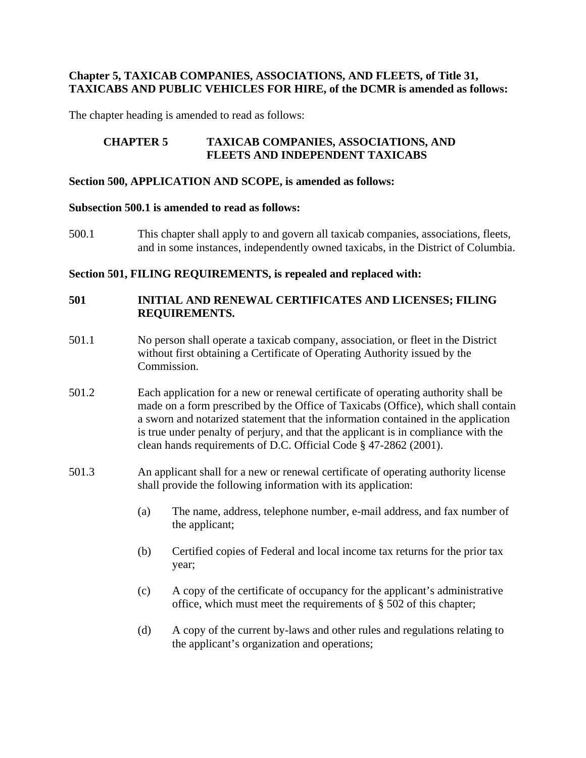**Chapter 5, TAXICAB COMPANIES, ASSOCIATIONS, AND FLEETS, of Title 31, TAXICABS AND PUBLIC VEHICLES FOR HIRE, of the DCMR is amended as follows:**

The chapter heading is amended to read as follows:

**CHAPTER 5 TAXICAB COMPANIES, ASSOCIATIONS, AND FLEETS AND INDEPENDENT TAXICABS**

**Section 500, APPLICATION AND SCOPE, is amended as follows:**

**Subsection 500.1 is amended to read as follows:**

500.1 This chapter shall apply to and govern all taxicab companies, associations, fleets, and in some instances, independently owned taxicabs, in the District of Columbia.

**Section 501, FILING REQUIREMENTS, is repealed and replaced with:**

**501 INITIAL AND RENEWAL CERTIFICATES AND LICENSES; FILING REQUIREMENTS.**

501.1 No person shall operate a taxicab company, association, or fleet in the District without first obtaining a Certificate of Operating Authority issued by the Commission.

501.2 Each application for a new or renewal certificate of operating authority shall be made on a form prescribed by the Office of Taxicabs (Office), which shall contain a sworn and notarized statement that the information contained in the application is true under penalty of perjury, and that the applicant is in compliance with the clean hands requirements of D.C. Official Code § 47-2862 (2001).

501.3 An applicant shall for a new or renewal certificate of operating authority license shall provide the following information with its application:

(a) The name, address, telephone number, e-mail address, and fax number of the applicant;

(b) Certified copies of Federal and local income tax returns for the prior tax year;

(c) A copy of the certificate of occupancy for the applicant's administrative office, which must meet the requirements of § 502 of this chapter;

(d) A copy of the current by-laws and other rules and regulations relating to the applicant's organization and operations;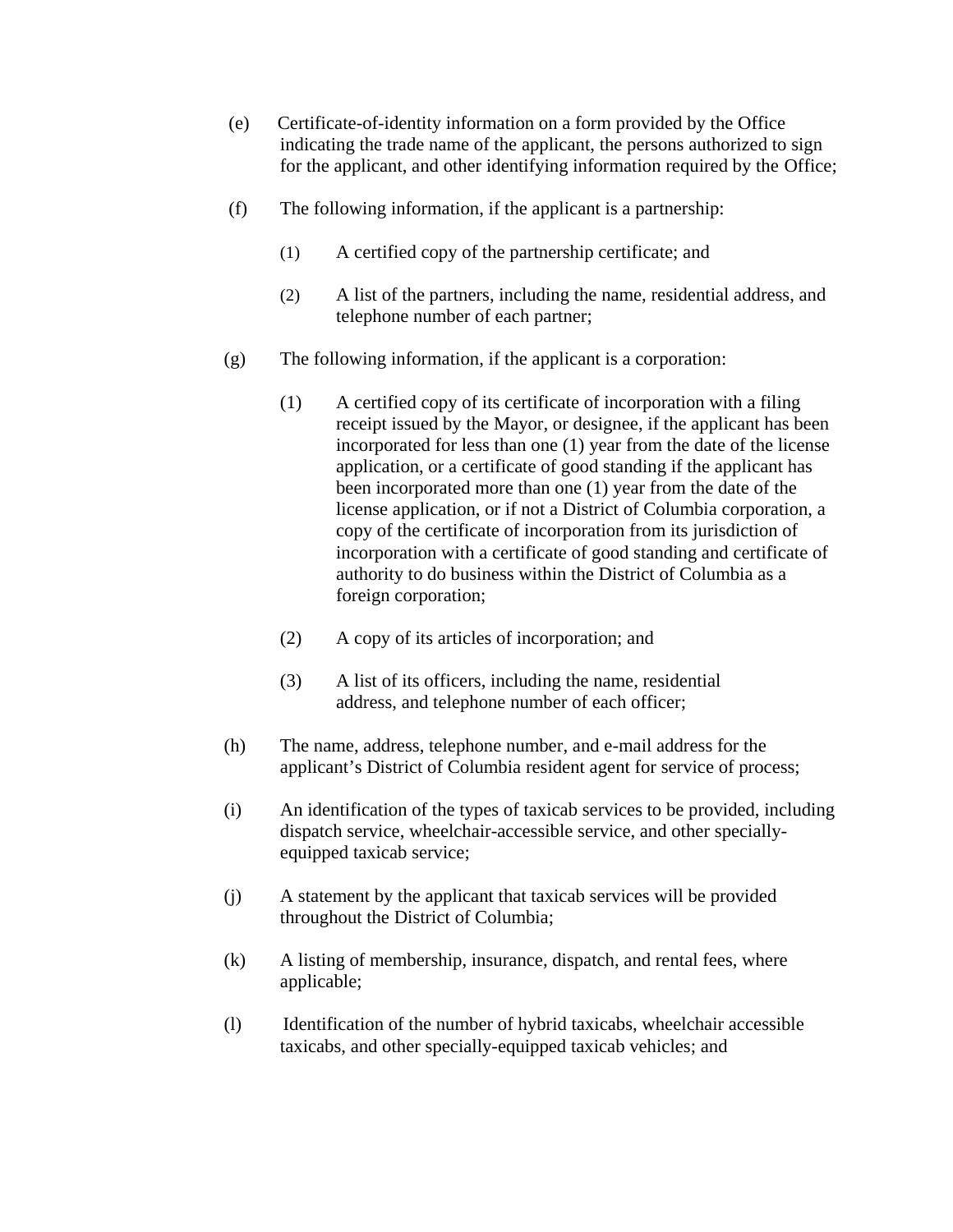(e) Certificate-of-identity information on a form provided by the Office indicating the trade name of the applicant, the persons authorized to sign for the applicant, and other identifying information required by the Office;

(f) The following information, if the applicant is a partnership:

(1) A certified copy of the partnership certificate; and

(2) A list of the partners, including the name, residential address, and telephone number of each partner;

(g) The following information, if the applicant is a corporation:

(1) A certified copy of its certificate of incorporation with a filing receipt issued by the Mayor, or designee, if the applicant has been incorporated for less than one (1) year from the date of the license application, or a certificate of good standing if the applicant has been incorporated more than one (1) year from the date of the license application, or if not a District of Columbia corporation, a copy of the certificate of incorporation from its jurisdiction of incorporation with a certificate of good standing and certificate of authority to do business within the District of Columbia as a foreign corporation;

(2) A copy of its articles of incorporation; and

(3) A list of its officers, including the name, residential address, and telephone number of each officer;

(h) The name, address, telephone number, and e-mail address for the applicant's District of Columbia resident agent for service of process;

(i) An identification of the types of taxicab services to be provided, including dispatch service, wheelchair-accessible service, and other specially-equipped taxicab service;

(j) A statement by the applicant that taxicab services will be provided throughout the District of Columbia;

(k) A listing of membership, insurance, dispatch, and rental fees, where applicable;

(l) Identification of the number of hybrid taxicabs, wheelchair accessible taxicabs, and other specially-equipped taxicab vehicles; and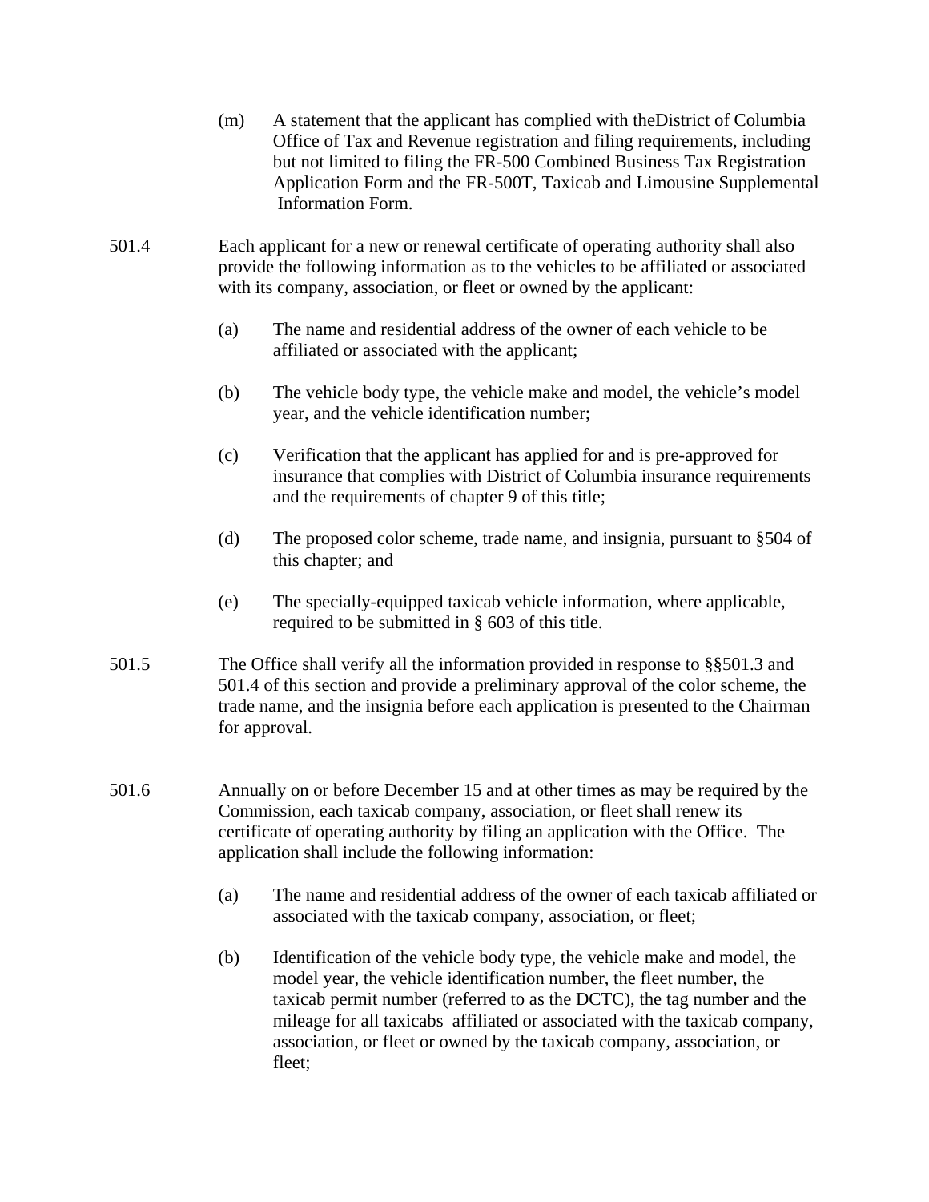(m) A statement that the applicant has complied with theDistrict of Columbia Office of Tax and Revenue registration and filing requirements, including but not limited to filing the FR-500 Combined Business Tax Registration Application Form and the FR-500T, Taxicab and Limousine Supplemental Information Form.

501.4 Each applicant for a new or renewal certificate of operating authority shall also provide the following information as to the vehicles to be affiliated or associated with its company, association, or fleet or owned by the applicant:

(a) The name and residential address of the owner of each vehicle to be affiliated or associated with the applicant;

(b) The vehicle body type, the vehicle make and model, the vehicle's model year, and the vehicle identification number;

(c) Verification that the applicant has applied for and is pre-approved for insurance that complies with District of Columbia insurance requirements and the requirements of chapter 9 of this title;

(d) The proposed color scheme, trade name, and insignia, pursuant to §504 of this chapter; and

(e) The specially-equipped taxicab vehicle information, where applicable, required to be submitted in § 603 of this title.

501.5 The Office shall verify all the information provided in response to §§501.3 and 501.4 of this section and provide a preliminary approval of the color scheme, the trade name, and the insignia before each application is presented to the Chairman for approval.

501.6 Annually on or before December 15 and at other times as may be required by the Commission, each taxicab company, association, or fleet shall renew its certificate of operating authority by filing an application with the Office. The application shall include the following information:

(a) The name and residential address of the owner of each taxicab affiliated or associated with the taxicab company, association, or fleet;

(b) Identification of the vehicle body type, the vehicle make and model, the model year, the vehicle identification number, the fleet number, the taxicab permit number (referred to as the DCTC), the tag number and the mileage for all taxicabs affiliated or associated with the taxicab company, association, or fleet or owned by the taxicab company, association, or fleet;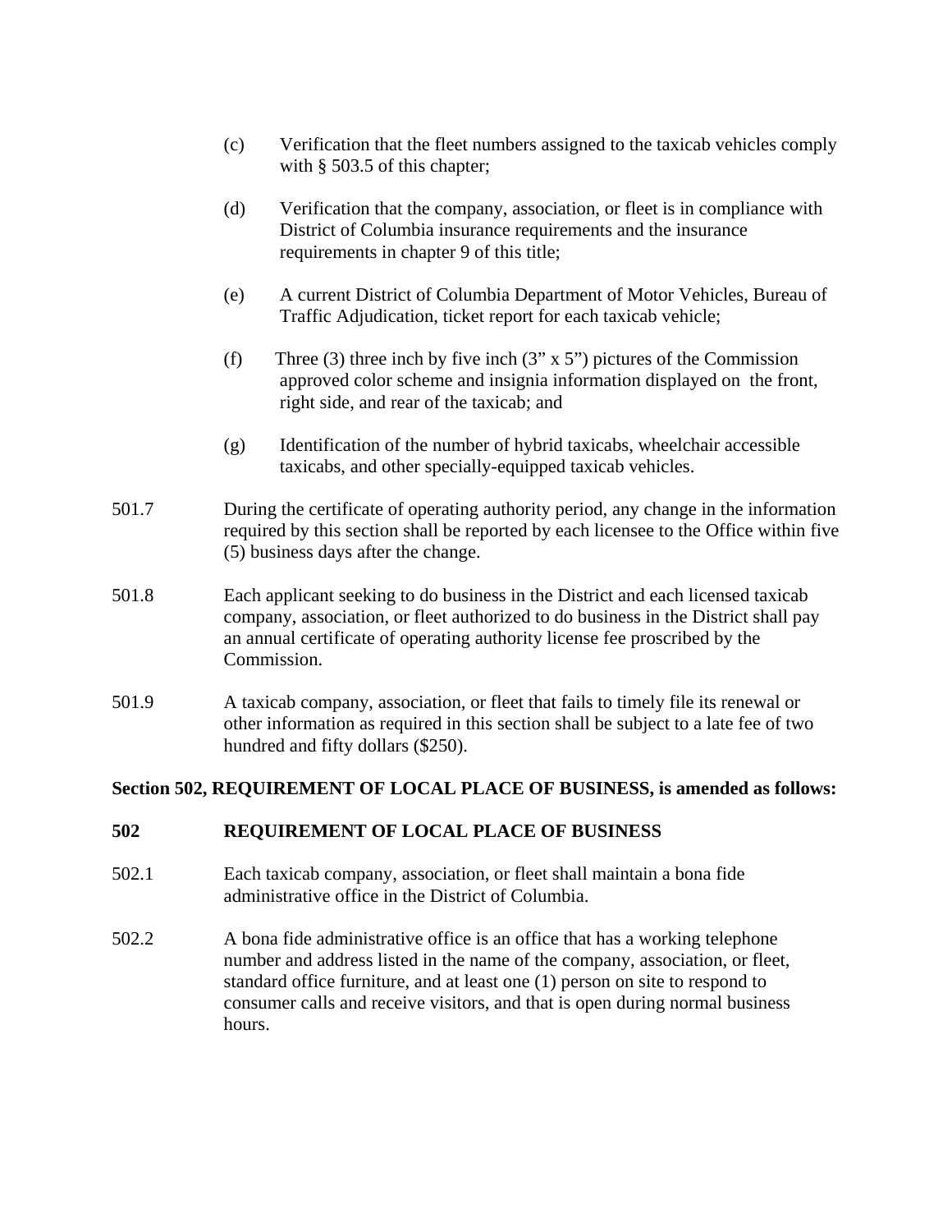(c) Verification that the fleet numbers assigned to the taxicab vehicles comply with § 503.5 of this chapter;

(d) Verification that the company, association, or fleet is in compliance with District of Columbia insurance requirements and the insurance requirements in chapter 9 of this title;

(e) A current District of Columbia Department of Motor Vehicles, Bureau of Traffic Adjudication, ticket report for each taxicab vehicle;

(f) Three (3) three inch by five inch (3" x 5") pictures of the Commission approved color scheme and insignia information displayed on the front, right side, and rear of the taxicab; and

(g) Identification of the number of hybrid taxicabs, wheelchair accessible taxicabs, and other specially-equipped taxicab vehicles.

501.7 During the certificate of operating authority period, any change in the information required by this section shall be reported by each licensee to the Office within five (5) business days after the change.

501.8 Each applicant seeking to do business in the District and each licensed taxicab company, association, or fleet authorized to do business in the District shall pay an annual certificate of operating authority license fee proscribed by the Commission.

501.9 A taxicab company, association, or fleet that fails to timely file its renewal or other information as required in this section shall be subject to a late fee of two hundred and fifty dollars ($250).

**Section 502, REQUIREMENT OF LOCAL PLACE OF BUSINESS, is amended as follows:**

**502 REQUIREMENT OF LOCAL PLACE OF BUSINESS**

502.1 Each taxicab company, association, or fleet shall maintain a bona fide administrative office in the District of Columbia.

502.2 A bona fide administrative office is an office that has a working telephone number and address listed in the name of the company, association, or fleet, standard office furniture, and at least one (1) person on site to respond to consumer calls and receive visitors, and that is open during normal business hours.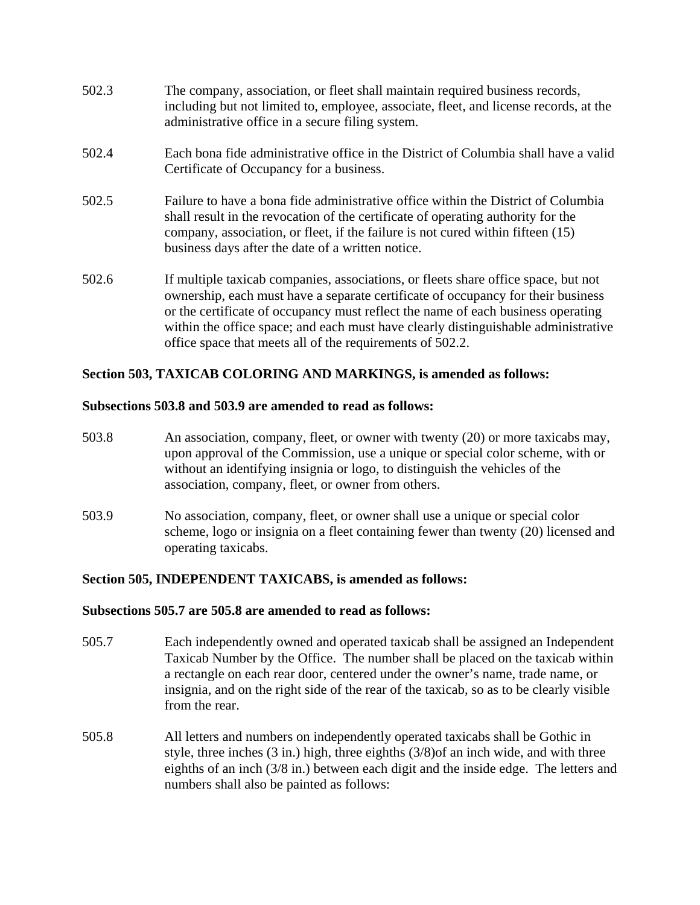502.3 The company, association, or fleet shall maintain required business records, including but not limited to, employee, associate, fleet, and license records, at the administrative office in a secure filing system.

502.4 Each bona fide administrative office in the District of Columbia shall have a valid Certificate of Occupancy for a business.

502.5 Failure to have a bona fide administrative office within the District of Columbia shall result in the revocation of the certificate of operating authority for the company, association, or fleet, if the failure is not cured within fifteen (15) business days after the date of a written notice.

502.6 If multiple taxicab companies, associations, or fleets share office space, but not ownership, each must have a separate certificate of occupancy for their business or the certificate of occupancy must reflect the name of each business operating within the office space; and each must have clearly distinguishable administrative office space that meets all of the requirements of 502.2.

**Section 503, TAXICAB COLORING AND MARKINGS, is amended as follows:**

**Subsections 503.8 and 503.9 are amended to read as follows:**

503.8 An association, company, fleet, or owner with twenty (20) or more taxicabs may, upon approval of the Commission, use a unique or special color scheme, with or without an identifying insignia or logo, to distinguish the vehicles of the association, company, fleet, or owner from others.

503.9 No association, company, fleet, or owner shall use a unique or special color scheme, logo or insignia on a fleet containing fewer than twenty (20) licensed and operating taxicabs.

**Section 505, INDEPENDENT TAXICABS, is amended as follows:**

**Subsections 505.7 are 505.8 are amended to read as follows:**

505.7 Each independently owned and operated taxicab shall be assigned an Independent Taxicab Number by the Office. The number shall be placed on the taxicab within a rectangle on each rear door, centered under the owner's name, trade name, or insignia, and on the right side of the rear of the taxicab, so as to be clearly visible from the rear.

505.8 All letters and numbers on independently operated taxicabs shall be Gothic in style, three inches (3 in.) high, three eighths (3/8)of an inch wide, and with three eighths of an inch (3/8 in.) between each digit and the inside edge. The letters and numbers shall also be painted as follows: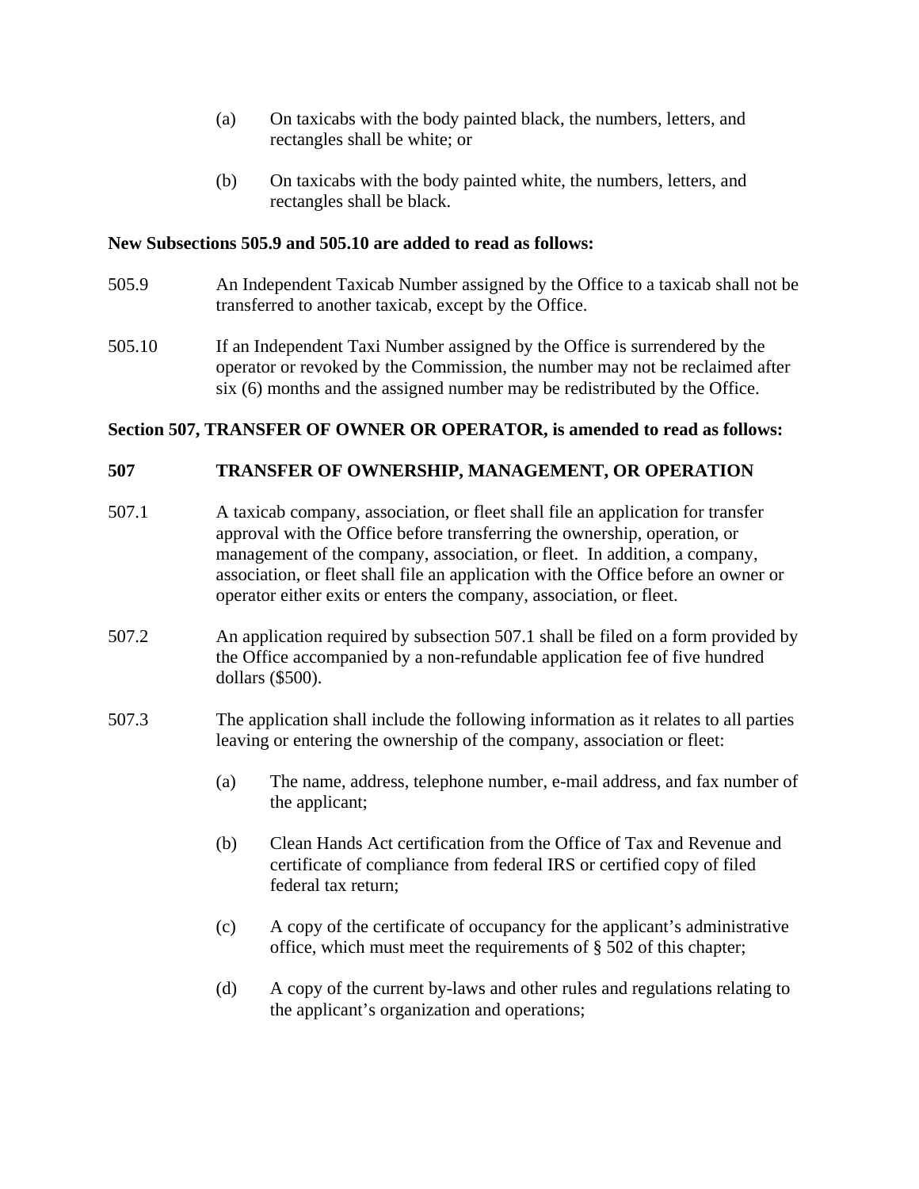(a) On taxicabs with the body painted black, the numbers, letters, and rectangles shall be white; or

(b) On taxicabs with the body painted white, the numbers, letters, and rectangles shall be black.

**New Subsections 505.9 and 505.10 are added to read as follows:**

505.9 An Independent Taxicab Number assigned by the Office to a taxicab shall not be transferred to another taxicab, except by the Office.

505.10 If an Independent Taxi Number assigned by the Office is surrendered by the operator or revoked by the Commission, the number may not be reclaimed after six (6) months and the assigned number may be redistributed by the Office.

**Section 507, TRANSFER OF OWNER OR OPERATOR, is amended to read as follows:**

**507 TRANSFER OF OWNERSHIP, MANAGEMENT, OR OPERATION**

507.1 A taxicab company, association, or fleet shall file an application for transfer approval with the Office before transferring the ownership, operation, or management of the company, association, or fleet. In addition, a company, association, or fleet shall file an application with the Office before an owner or operator either exits or enters the company, association, or fleet.

507.2 An application required by subsection 507.1 shall be filed on a form provided by the Office accompanied by a non-refundable application fee of five hundred dollars ($500).

507.3 The application shall include the following information as it relates to all parties leaving or entering the ownership of the company, association or fleet:

(a) The name, address, telephone number, e-mail address, and fax number of the applicant;

(b) Clean Hands Act certification from the Office of Tax and Revenue and certificate of compliance from federal IRS or certified copy of filed federal tax return;

(c) A copy of the certificate of occupancy for the applicant's administrative office, which must meet the requirements of § 502 of this chapter;

(d) A copy of the current by-laws and other rules and regulations relating to the applicant's organization and operations;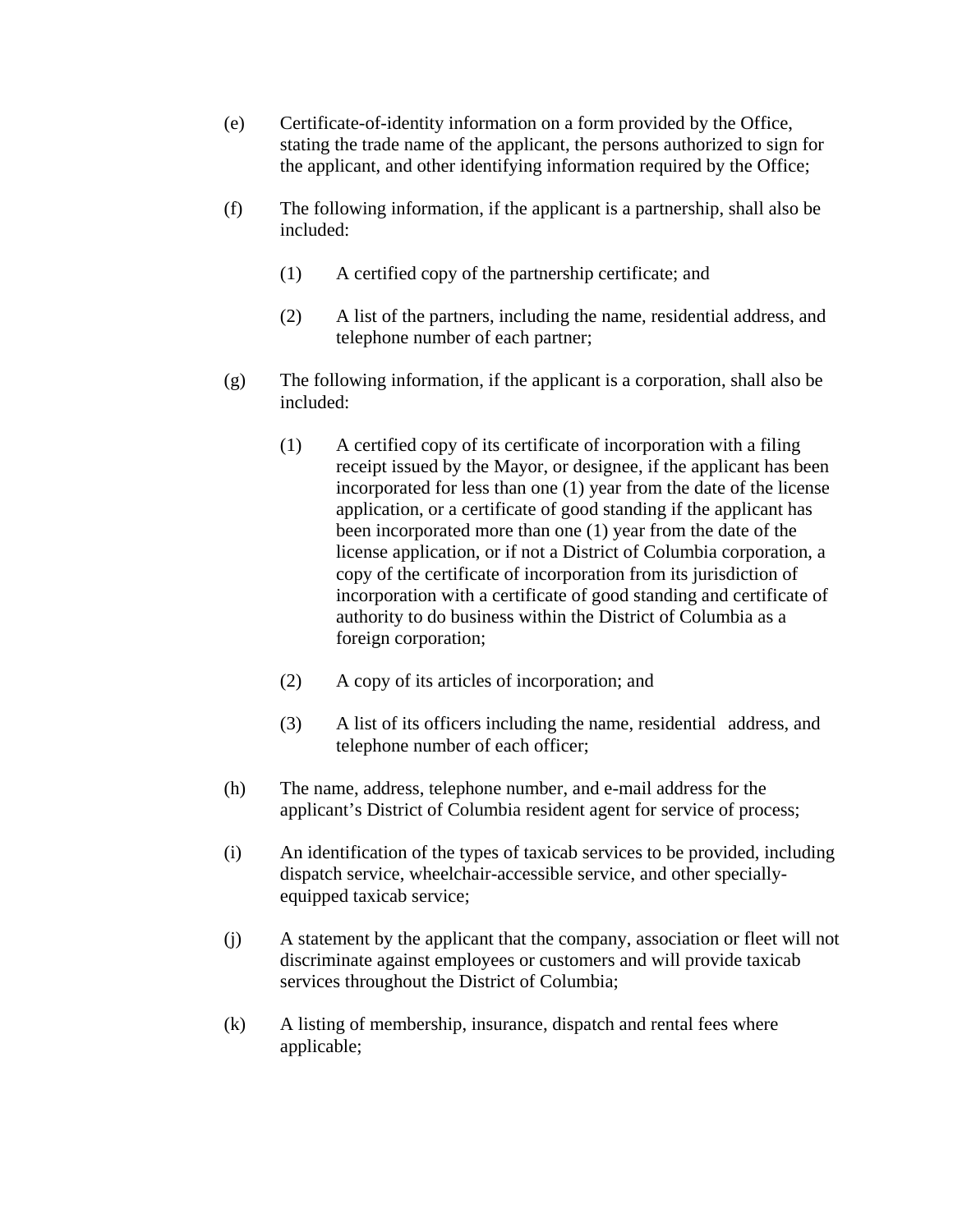(e) Certificate-of-identity information on a form provided by the Office, stating the trade name of the applicant, the persons authorized to sign for the applicant, and other identifying information required by the Office;

(f) The following information, if the applicant is a partnership, shall also be included:

  (1) A certified copy of the partnership certificate; and

  (2) A list of the partners, including the name, residential address, and telephone number of each partner;

(g) The following information, if the applicant is a corporation, shall also be included:

  (1) A certified copy of its certificate of incorporation with a filing receipt issued by the Mayor, or designee, if the applicant has been incorporated for less than one (1) year from the date of the license application, or a certificate of good standing if the applicant has been incorporated more than one (1) year from the date of the license application, or if not a District of Columbia corporation, a copy of the certificate of incorporation from its jurisdiction of incorporation with a certificate of good standing and certificate of authority to do business within the District of Columbia as a foreign corporation;

  (2) A copy of its articles of incorporation; and

  (3) A list of its officers including the name, residential address, and telephone number of each officer;

(h) The name, address, telephone number, and e-mail address for the applicant's District of Columbia resident agent for service of process;

(i) An identification of the types of taxicab services to be provided, including dispatch service, wheelchair-accessible service, and other specially-equipped taxicab service;

(j) A statement by the applicant that the company, association or fleet will not discriminate against employees or customers and will provide taxicab services throughout the District of Columbia;

(k) A listing of membership, insurance, dispatch and rental fees where applicable;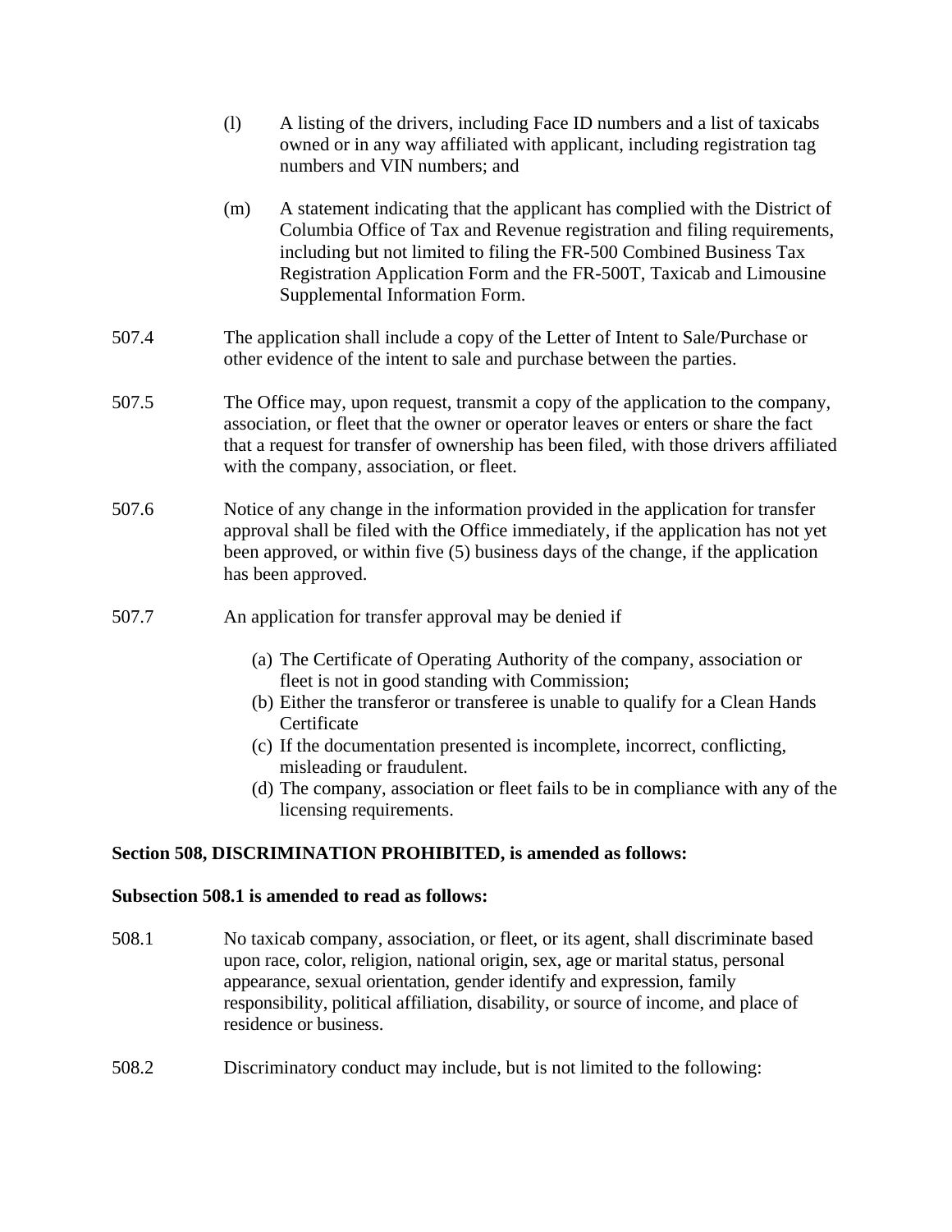(l) A listing of the drivers, including Face ID numbers and a list of taxicabs owned or in any way affiliated with applicant, including registration tag numbers and VIN numbers; and

(m) A statement indicating that the applicant has complied with the District of Columbia Office of Tax and Revenue registration and filing requirements, including but not limited to filing the FR-500 Combined Business Tax Registration Application Form and the FR-500T, Taxicab and Limousine Supplemental Information Form.

507.4 The application shall include a copy of the Letter of Intent to Sale/Purchase or other evidence of the intent to sale and purchase between the parties.

507.5 The Office may, upon request, transmit a copy of the application to the company, association, or fleet that the owner or operator leaves or enters or share the fact that a request for transfer of ownership has been filed, with those drivers affiliated with the company, association, or fleet.

507.6 Notice of any change in the information provided in the application for transfer approval shall be filed with the Office immediately, if the application has not yet been approved, or within five (5) business days of the change, if the application has been approved.

507.7 An application for transfer approval may be denied if

(a) The Certificate of Operating Authority of the company, association or fleet is not in good standing with Commission;
(b) Either the transferor or transferee is unable to qualify for a Clean Hands Certificate
(c) If the documentation presented is incomplete, incorrect, conflicting, misleading or fraudulent.
(d) The company, association or fleet fails to be in compliance with any of the licensing requirements.

**Section 508, DISCRIMINATION PROHIBITED, is amended as follows:**

**Subsection 508.1 is amended to read as follows:**

508.1 No taxicab company, association, or fleet, or its agent, shall discriminate based upon race, color, religion, national origin, sex, age or marital status, personal appearance, sexual orientation, gender identify and expression, family responsibility, political affiliation, disability, or source of income, and place of residence or business.

508.2 Discriminatory conduct may include, but is not limited to the following: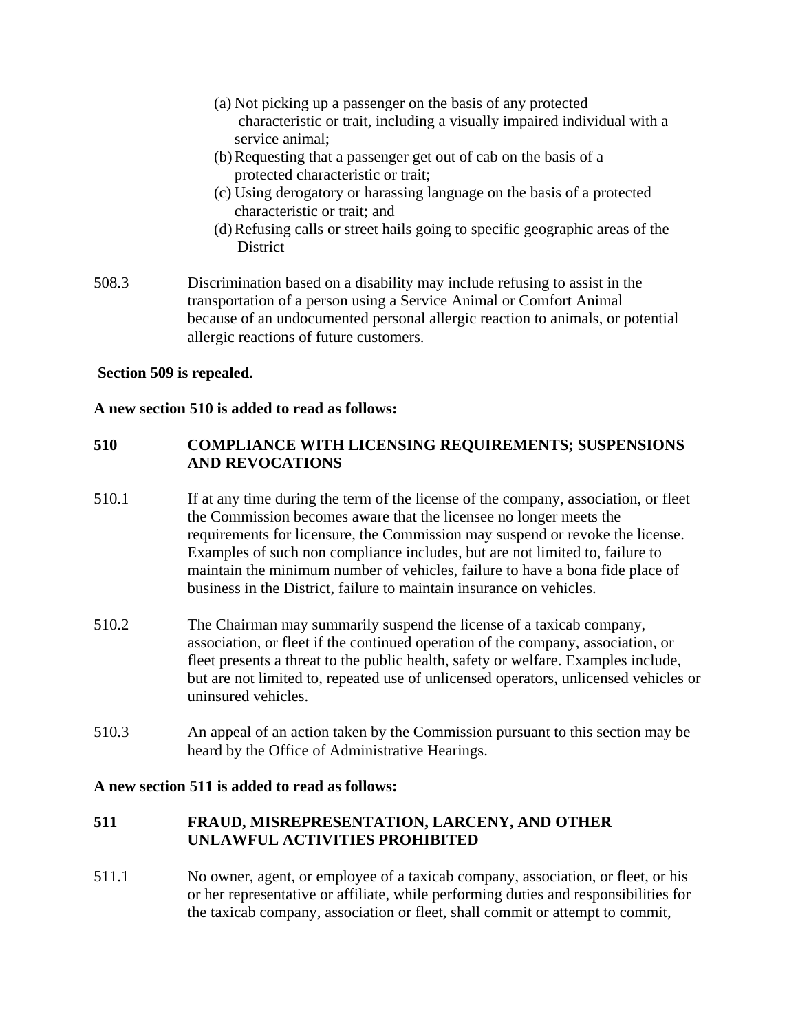(a) Not picking up a passenger on the basis of any protected characteristic or trait, including a visually impaired individual with a service animal;

(b) Requesting that a passenger get out of cab on the basis of a protected characteristic or trait;

(c) Using derogatory or harassing language on the basis of a protected characteristic or trait; and

(d) Refusing calls or street hails going to specific geographic areas of the District

508.3 Discrimination based on a disability may include refusing to assist in the transportation of a person using a Service Animal or Comfort Animal because of an undocumented personal allergic reaction to animals, or potential allergic reactions of future customers.

**Section 509 is repealed.**

**A new section 510 is added to read as follows:**

**510 COMPLIANCE WITH LICENSING REQUIREMENTS; SUSPENSIONS AND REVOCATIONS**

510.1 If at any time during the term of the license of the company, association, or fleet the Commission becomes aware that the licensee no longer meets the requirements for licensure, the Commission may suspend or revoke the license. Examples of such non compliance includes, but are not limited to, failure to maintain the minimum number of vehicles, failure to have a bona fide place of business in the District, failure to maintain insurance on vehicles.

510.2 The Chairman may summarily suspend the license of a taxicab company, association, or fleet if the continued operation of the company, association, or fleet presents a threat to the public health, safety or welfare. Examples include, but are not limited to, repeated use of unlicensed operators, unlicensed vehicles or uninsured vehicles.

510.3 An appeal of an action taken by the Commission pursuant to this section may be heard by the Office of Administrative Hearings.

**A new section 511 is added to read as follows:**

**511 FRAUD, MISREPRESENTATION, LARCENY, AND OTHER UNLAWFUL ACTIVITIES PROHIBITED**

511.1 No owner, agent, or employee of a taxicab company, association, or fleet, or his or her representative or affiliate, while performing duties and responsibilities for the taxicab company, association or fleet, shall commit or attempt to commit,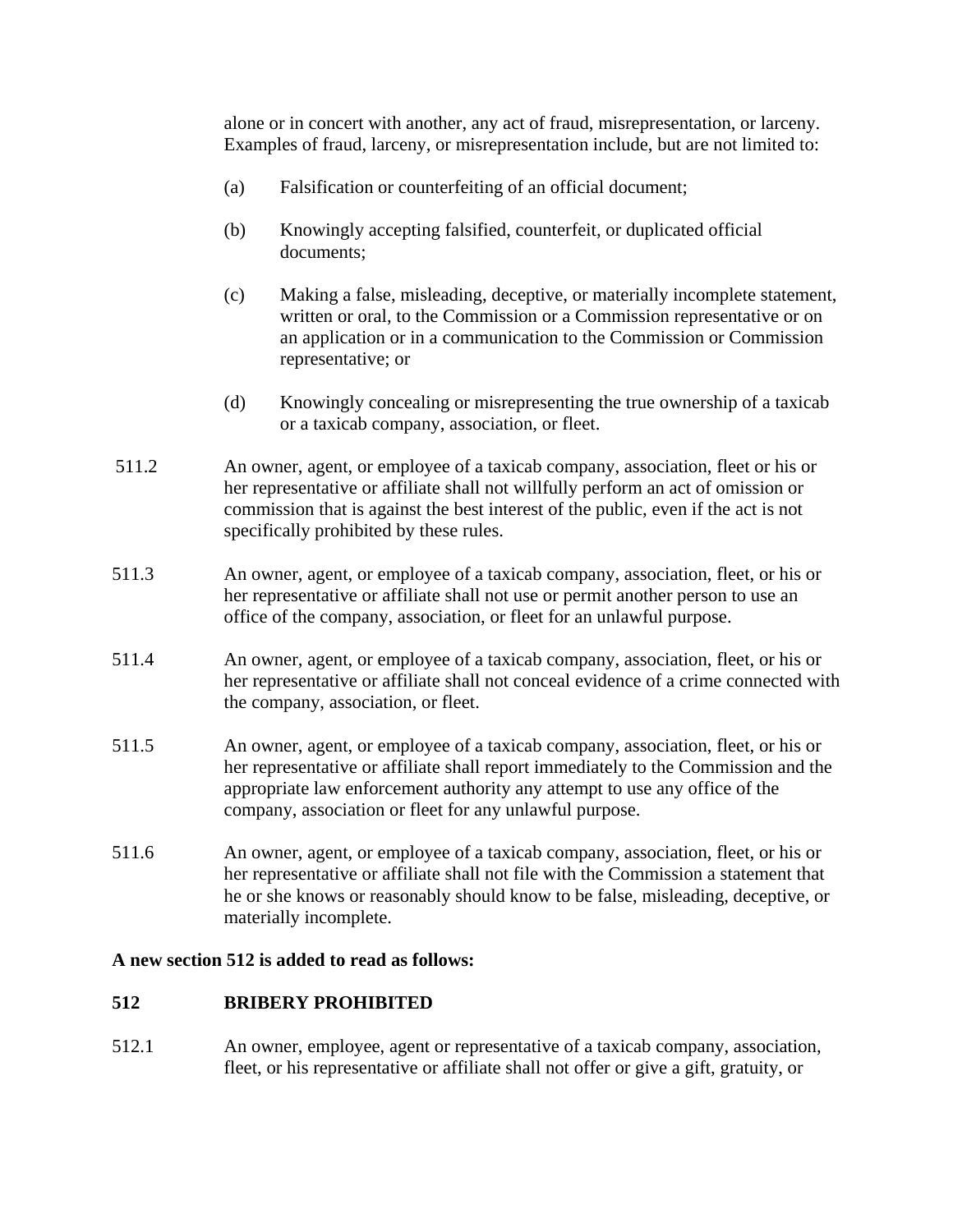alone or in concert with another, any act of fraud, misrepresentation, or larceny. Examples of fraud, larceny, or misrepresentation include, but are not limited to:

(a) Falsification or counterfeiting of an official document;

(b) Knowingly accepting falsified, counterfeit, or duplicated official documents;

(c) Making a false, misleading, deceptive, or materially incomplete statement, written or oral, to the Commission or a Commission representative or on an application or in a communication to the Commission or Commission representative; or

(d) Knowingly concealing or misrepresenting the true ownership of a taxicab or a taxicab company, association, or fleet.

511.2 An owner, agent, or employee of a taxicab company, association, fleet or his or her representative or affiliate shall not willfully perform an act of omission or commission that is against the best interest of the public, even if the act is not specifically prohibited by these rules.

511.3 An owner, agent, or employee of a taxicab company, association, fleet, or his or her representative or affiliate shall not use or permit another person to use an office of the company, association, or fleet for an unlawful purpose.

511.4 An owner, agent, or employee of a taxicab company, association, fleet, or his or her representative or affiliate shall not conceal evidence of a crime connected with the company, association, or fleet.

511.5 An owner, agent, or employee of a taxicab company, association, fleet, or his or her representative or affiliate shall report immediately to the Commission and the appropriate law enforcement authority any attempt to use any office of the company, association or fleet for any unlawful purpose.

511.6 An owner, agent, or employee of a taxicab company, association, fleet, or his or her representative or affiliate shall not file with the Commission a statement that he or she knows or reasonably should know to be false, misleading, deceptive, or materially incomplete.

**A new section 512 is added to read as follows:**

**512 BRIBERY PROHIBITED**

512.1 An owner, employee, agent or representative of a taxicab company, association, fleet, or his representative or affiliate shall not offer or give a gift, gratuity, or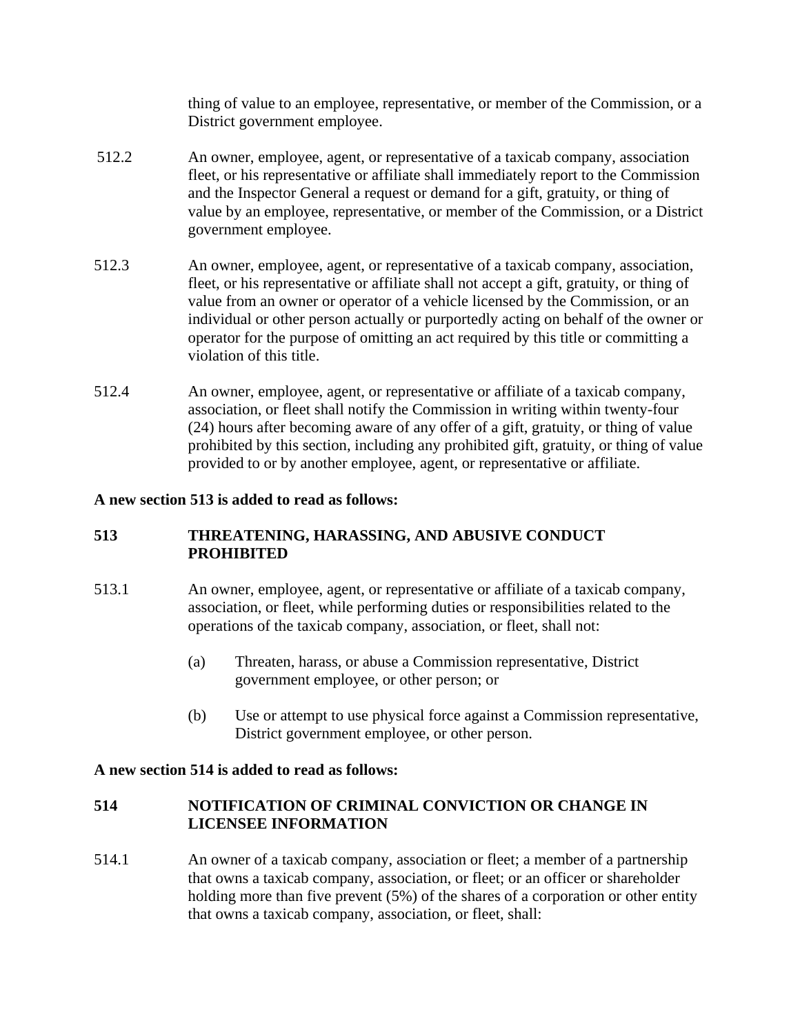thing of value to an employee, representative, or member of the Commission, or a District government employee.

512.2 An owner, employee, agent, or representative of a taxicab company, association fleet, or his representative or affiliate shall immediately report to the Commission and the Inspector General a request or demand for a gift, gratuity, or thing of value by an employee, representative, or member of the Commission, or a District government employee.

512.3 An owner, employee, agent, or representative of a taxicab company, association, fleet, or his representative or affiliate shall not accept a gift, gratuity, or thing of value from an owner or operator of a vehicle licensed by the Commission, or an individual or other person actually or purportedly acting on behalf of the owner or operator for the purpose of omitting an act required by this title or committing a violation of this title.

512.4 An owner, employee, agent, or representative or affiliate of a taxicab company, association, or fleet shall notify the Commission in writing within twenty-four (24) hours after becoming aware of any offer of a gift, gratuity, or thing of value prohibited by this section, including any prohibited gift, gratuity, or thing of value provided to or by another employee, agent, or representative or affiliate.

**A new section 513 is added to read as follows:**

**513 THREATENING, HARASSING, AND ABUSIVE CONDUCT PROHIBITED**

513.1 An owner, employee, agent, or representative or affiliate of a taxicab company, association, or fleet, while performing duties or responsibilities related to the operations of the taxicab company, association, or fleet, shall not:

(a) Threaten, harass, or abuse a Commission representative, District government employee, or other person; or

(b) Use or attempt to use physical force against a Commission representative, District government employee, or other person.

**A new section 514 is added to read as follows:**

**514 NOTIFICATION OF CRIMINAL CONVICTION OR CHANGE IN LICENSEE INFORMATION**

514.1 An owner of a taxicab company, association or fleet; a member of a partnership that owns a taxicab company, association, or fleet; or an officer or shareholder holding more than five prevent (5%) of the shares of a corporation or other entity that owns a taxicab company, association, or fleet, shall: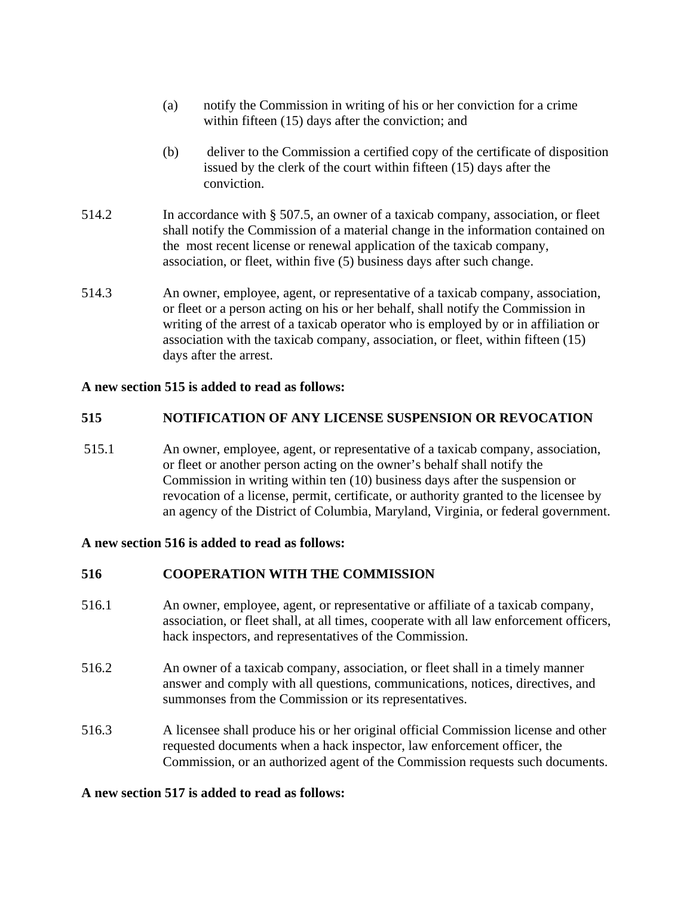(a) notify the Commission in writing of his or her conviction for a crime within fifteen (15) days after the conviction; and

(b) deliver to the Commission a certified copy of the certificate of disposition issued by the clerk of the court within fifteen (15) days after the conviction.

514.2 In accordance with § 507.5, an owner of a taxicab company, association, or fleet shall notify the Commission of a material change in the information contained on the most recent license or renewal application of the taxicab company, association, or fleet, within five (5) business days after such change.

514.3 An owner, employee, agent, or representative of a taxicab company, association, or fleet or a person acting on his or her behalf, shall notify the Commission in writing of the arrest of a taxicab operator who is employed by or in affiliation or association with the taxicab company, association, or fleet, within fifteen (15) days after the arrest.

**A new section 515 is added to read as follows:**

## 515 NOTIFICATION OF ANY LICENSE SUSPENSION OR REVOCATION

515.1 An owner, employee, agent, or representative of a taxicab company, association, or fleet or another person acting on the owner's behalf shall notify the Commission in writing within ten (10) business days after the suspension or revocation of a license, permit, certificate, or authority granted to the licensee by an agency of the District of Columbia, Maryland, Virginia, or federal government.

**A new section 516 is added to read as follows:**

## 516 COOPERATION WITH THE COMMISSION

516.1 An owner, employee, agent, or representative or affiliate of a taxicab company, association, or fleet shall, at all times, cooperate with all law enforcement officers, hack inspectors, and representatives of the Commission.

516.2 An owner of a taxicab company, association, or fleet shall in a timely manner answer and comply with all questions, communications, notices, directives, and summonses from the Commission or its representatives.

516.3 A licensee shall produce his or her original official Commission license and other requested documents when a hack inspector, law enforcement officer, the Commission, or an authorized agent of the Commission requests such documents.

**A new section 517 is added to read as follows:**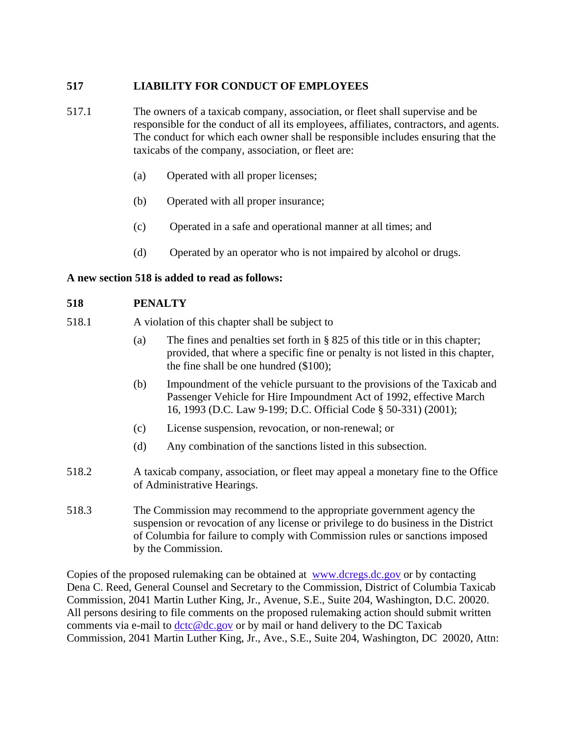**517 LIABILITY FOR CONDUCT OF EMPLOYEES**

517.1 The owners of a taxicab company, association, or fleet shall supervise and be responsible for the conduct of all its employees, affiliates, contractors, and agents. The conduct for which each owner shall be responsible includes ensuring that the taxicabs of the company, association, or fleet are:

(a) Operated with all proper licenses;

(b) Operated with all proper insurance;

(c) Operated in a safe and operational manner at all times; and

(d) Operated by an operator who is not impaired by alcohol or drugs.

**A new section 518 is added to read as follows:**

**518 PENALTY**

518.1 A violation of this chapter shall be subject to

(a) The fines and penalties set forth in § 825 of this title or in this chapter; provided, that where a specific fine or penalty is not listed in this chapter, the fine shall be one hundred ($100);

(b) Impoundment of the vehicle pursuant to the provisions of the Taxicab and Passenger Vehicle for Hire Impoundment Act of 1992, effective March 16, 1993 (D.C. Law 9-199; D.C. Official Code § 50-331) (2001);

(c) License suspension, revocation, or non-renewal; or

(d) Any combination of the sanctions listed in this subsection.

518.2 A taxicab company, association, or fleet may appeal a monetary fine to the Office of Administrative Hearings.

518.3 The Commission may recommend to the appropriate government agency the suspension or revocation of any license or privilege to do business in the District of Columbia for failure to comply with Commission rules or sanctions imposed by the Commission.

Copies of the proposed rulemaking can be obtained at www.dcregs.dc.gov or by contacting Dena C. Reed, General Counsel and Secretary to the Commission, District of Columbia Taxicab Commission, 2041 Martin Luther King, Jr., Avenue, S.E., Suite 204, Washington, D.C. 20020. All persons desiring to file comments on the proposed rulemaking action should submit written comments via e-mail to dctc@dc.gov or by mail or hand delivery to the DC Taxicab Commission, 2041 Martin Luther King, Jr., Ave., S.E., Suite 204, Washington, DC 20020, Attn: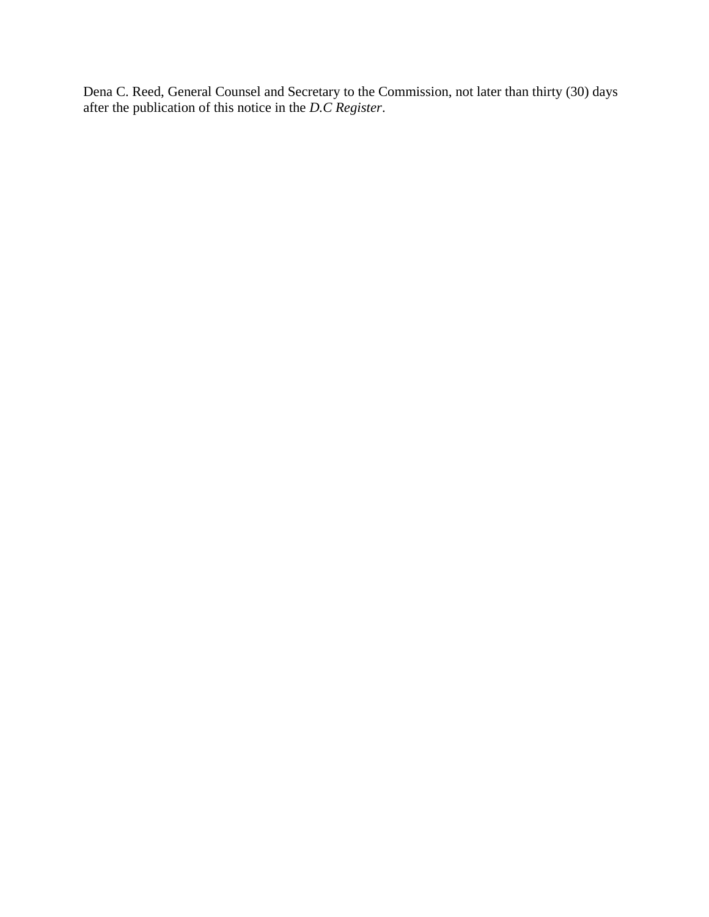Dena C. Reed, General Counsel and Secretary to the Commission, not later than thirty (30) days after the publication of this notice in the *D.C Register*.